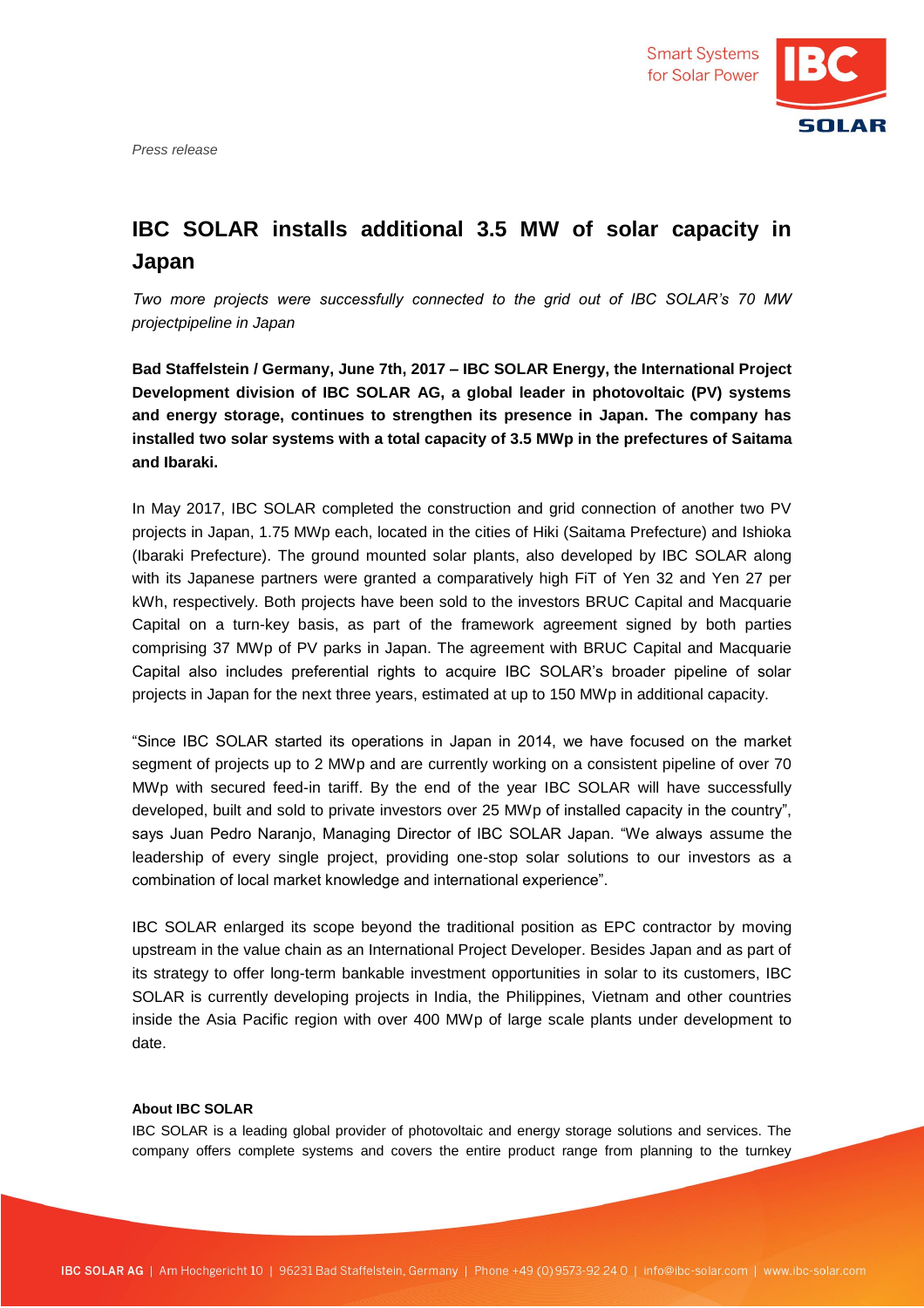*Press release*

# IBC SOLAR installs additional 3.5 MW of solar capacity in Japan

*Two more projects were successfully connected to the grid out of IBC SOLAR's 70 MW projectpipeline in Japan*

**Bad Staffelstein / Germany, June 7th, 2017 – IBC SOLAR Energy, the International Project Development division of IBC SOLAR AG, a global leader in photovoltaic (PV) systems and energy storage, continues to strengthen its presence in Japan. The company has installed two solar systems with a total capacity of 3.5 MWp in the prefectures of Saitama and Ibaraki.**

In May 2017, IBC SOLAR completed the construction and grid connection of another two PV projects in Japan, 1.75 MWp each, located in the cities of Hiki (Saitama Prefecture) and Ishioka (Ibaraki Prefecture). The ground mounted solar plants, also developed by IBC SOLAR along with its Japanese partners were granted a comparatively high FiT of Yen 32 and Yen 27 per kWh, respectively. Both projects have been sold to the investors BRUC Capital and Macquarie Capital on a turn-key basis, as part of the framework agreement signed by both parties comprising 37 MWp of PV parks in Japan. The agreement with BRUC Capital and Macquarie Capital also includes preferential rights to acquire IBC SOLAR's broader pipeline of solar projects in Japan for the next three years, estimated at up to 150 MWp in additional capacity.

"Since IBC SOLAR started its operations in Japan in 2014, we have focused on the market segment of projects up to 2 MWp and are currently working on a consistent pipeline of over 70 MWp with secured feed-in tariff. By the end of the year IBC SOLAR will have successfully developed, built and sold to private investors over 25 MWp of installed capacity in the country", says Juan Pedro Naranjo, Managing Director of IBC SOLAR Japan. "We always assume the leadership of every single project, providing one-stop solar solutions to our investors as a combination of local market knowledge and international experience".

IBC SOLAR enlarged its scope beyond the traditional position as EPC contractor by moving upstream in the value chain as an International Project Developer. Besides Japan and as part of its strategy to offer long-term bankable investment opportunities in solar to its customers, IBC SOLAR is currently developing projects in India, the Philippines, Vietnam and other countries inside the Asia Pacific region with over 400 MWp of large scale plants under development to date.

**About IBC SOLAR**

IBC SOLAR is a leading global provider of photovoltaic and energy storage solutions and services. The company offers complete systems and covers the entire product range from planning to the turnkey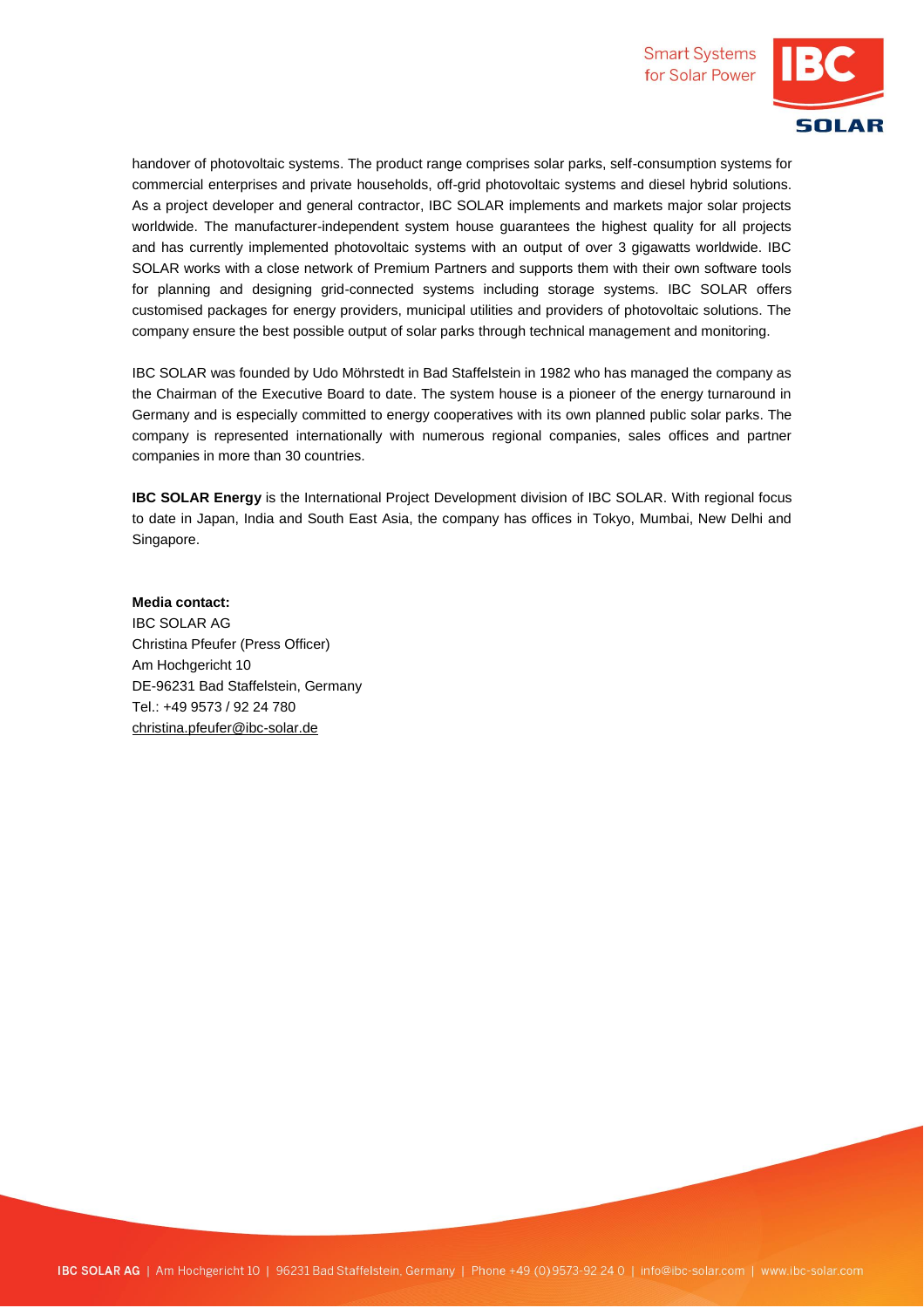handover of photovoltaic systems. The product range comprises solar parks, self-consumption systems for commercial enterprises and private households, off-grid photovoltaic systems and diesel hybrid solutions. As a project developer and general contractor, IBC SOLAR implements and markets major solar projects worldwide. The manufacturer-independent system house guarantees the highest quality for all projects and has currently implemented photovoltaic systems with an output of over 3 gigawatts worldwide. IBC SOLAR works with a close network of Premium Partners and supports them with their own software tools for planning and designing grid-connected systems including storage systems. IBC SOLAR offers customised packages for energy providers, municipal utilities and providers of photovoltaic solutions. The company ensure the best possible output of solar parks through technical management and monitoring.

IBC SOLAR was founded by Udo Möhrstedt in Bad Staffelstein in 1982 who has managed the company as the Chairman of the Executive Board to date. The system house is a pioneer of the energy turnaround in Germany and is especially committed to energy cooperatives with its own planned public solar parks. The company is represented internationally with numerous regional companies, sales offices and partner companies in more than 30 countries.

**IBC SOLAR Energy** is the International Project Development division of IBC SOLAR. With regional focus to date in Japan, India and South East Asia, the company has offices in Tokyo, Mumbai, New Delhi and Singapore.

**Media contact:**
IBC SOLAR AG
Christina Pfeufer (Press Officer)
Am Hochgericht 10
DE-96231 Bad Staffelstein, Germany
Tel.: +49 9573 / 92 24 780
christina.pfeufer@ibc-solar.de